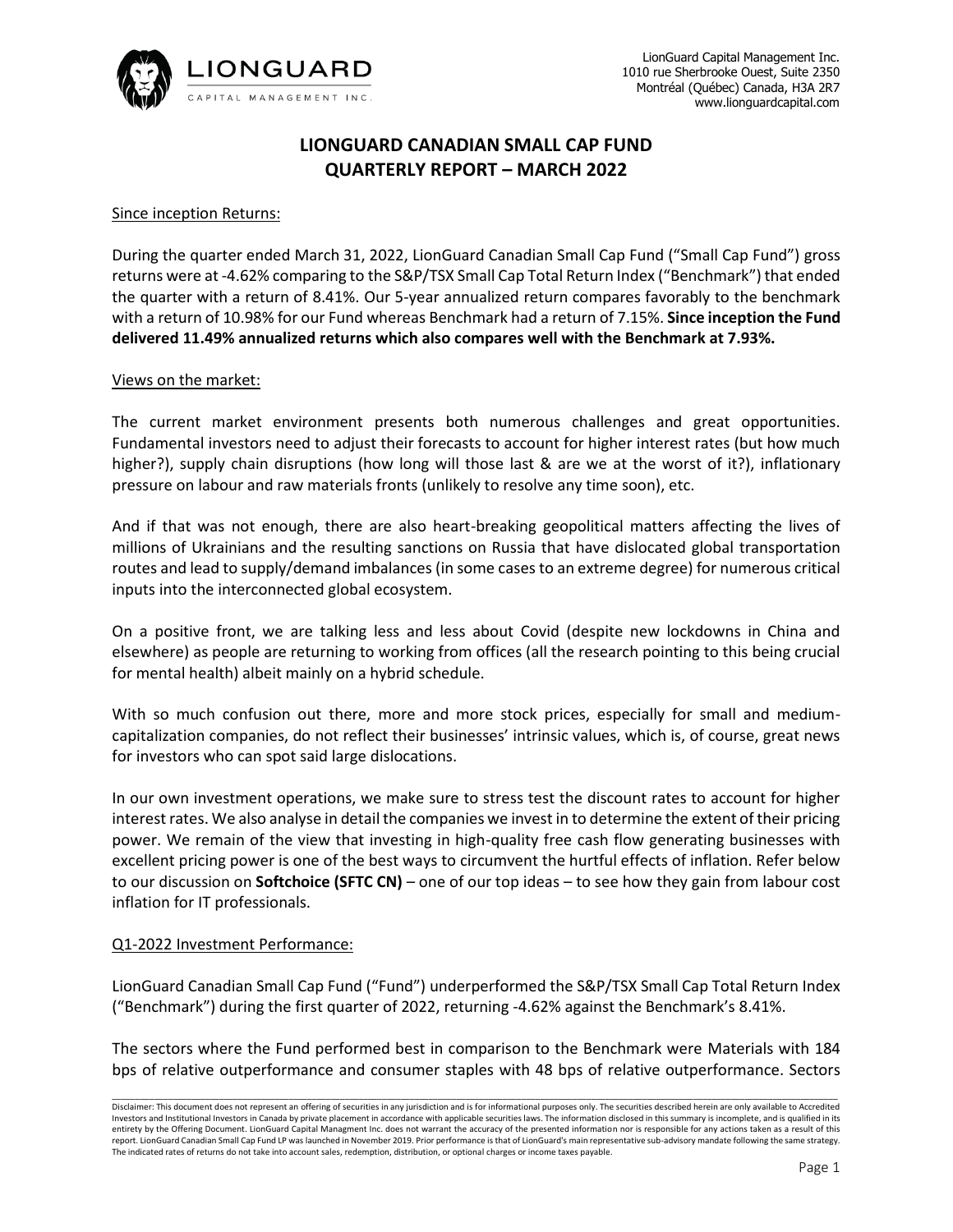LionGuard Capital Management Inc.
1010 rue Sherbrooke Ouest, Suite 2350
Montréal (Québec) Canada, H3A 2R7
www.lionguardcapital.com

# LIONGUARD CANADIAN SMALL CAP FUND
# QUARTERLY REPORT – MARCH 2022

## Since inception Returns:

During the quarter ended March 31, 2022, LionGuard Canadian Small Cap Fund ("Small Cap Fund") gross returns were at -4.62% comparing to the S&P/TSX Small Cap Total Return Index ("Benchmark") that ended the quarter with a return of 8.41%. Our 5-year annualized return compares favorably to the benchmark with a return of 10.98% for our Fund whereas Benchmark had a return of 7.15%. **Since inception the Fund delivered 11.49% annualized returns which also compares well with the Benchmark at 7.93%.**

## Views on the market:

The current market environment presents both numerous challenges and great opportunities. Fundamental investors need to adjust their forecasts to account for higher interest rates (but how much higher?), supply chain disruptions (how long will those last & are we at the worst of it?), inflationary pressure on labour and raw materials fronts (unlikely to resolve any time soon), etc.

And if that was not enough, there are also heart-breaking geopolitical matters affecting the lives of millions of Ukrainians and the resulting sanctions on Russia that have dislocated global transportation routes and lead to supply/demand imbalances (in some cases to an extreme degree) for numerous critical inputs into the interconnected global ecosystem.

On a positive front, we are talking less and less about Covid (despite new lockdowns in China and elsewhere) as people are returning to working from offices (all the research pointing to this being crucial for mental health) albeit mainly on a hybrid schedule.

With so much confusion out there, more and more stock prices, especially for small and medium-capitalization companies, do not reflect their businesses' intrinsic values, which is, of course, great news for investors who can spot said large dislocations.

In our own investment operations, we make sure to stress test the discount rates to account for higher interest rates. We also analyse in detail the companies we invest in to determine the extent of their pricing power. We remain of the view that investing in high-quality free cash flow generating businesses with excellent pricing power is one of the best ways to circumvent the hurtful effects of inflation. Refer below to our discussion on **Softchoice (SFTC CN)** – one of our top ideas – to see how they gain from labour cost inflation for IT professionals.

## Q1-2022 Investment Performance:

LionGuard Canadian Small Cap Fund ("Fund") underperformed the S&P/TSX Small Cap Total Return Index ("Benchmark") during the first quarter of 2022, returning -4.62% against the Benchmark's 8.41%.

The sectors where the Fund performed best in comparison to the Benchmark were Materials with 184 bps of relative outperformance and consumer staples with 48 bps of relative outperformance. Sectors

Disclaimer: This document does not represent an offering of securities in any jurisdiction and is for informational purposes only. The securities described herein are only available to Accredited Investors and Institutional Investors in Canada by private placement in accordance with applicable securities laws. The information disclosed in this summary is incomplete, and is qualified in its entirety by the Offering Document. LionGuard Capital Managment Inc. does not warrant the accuracy of the presented information nor is responsible for any actions taken as a result of this report. LionGuard Canadian Small Cap Fund LP was launched in November 2019. Prior performance is that of LionGuard's main representative sub-advisory mandate following the same strategy. The indicated rates of returns do not take into account sales, redemption, distribution, or optional charges or income taxes payable.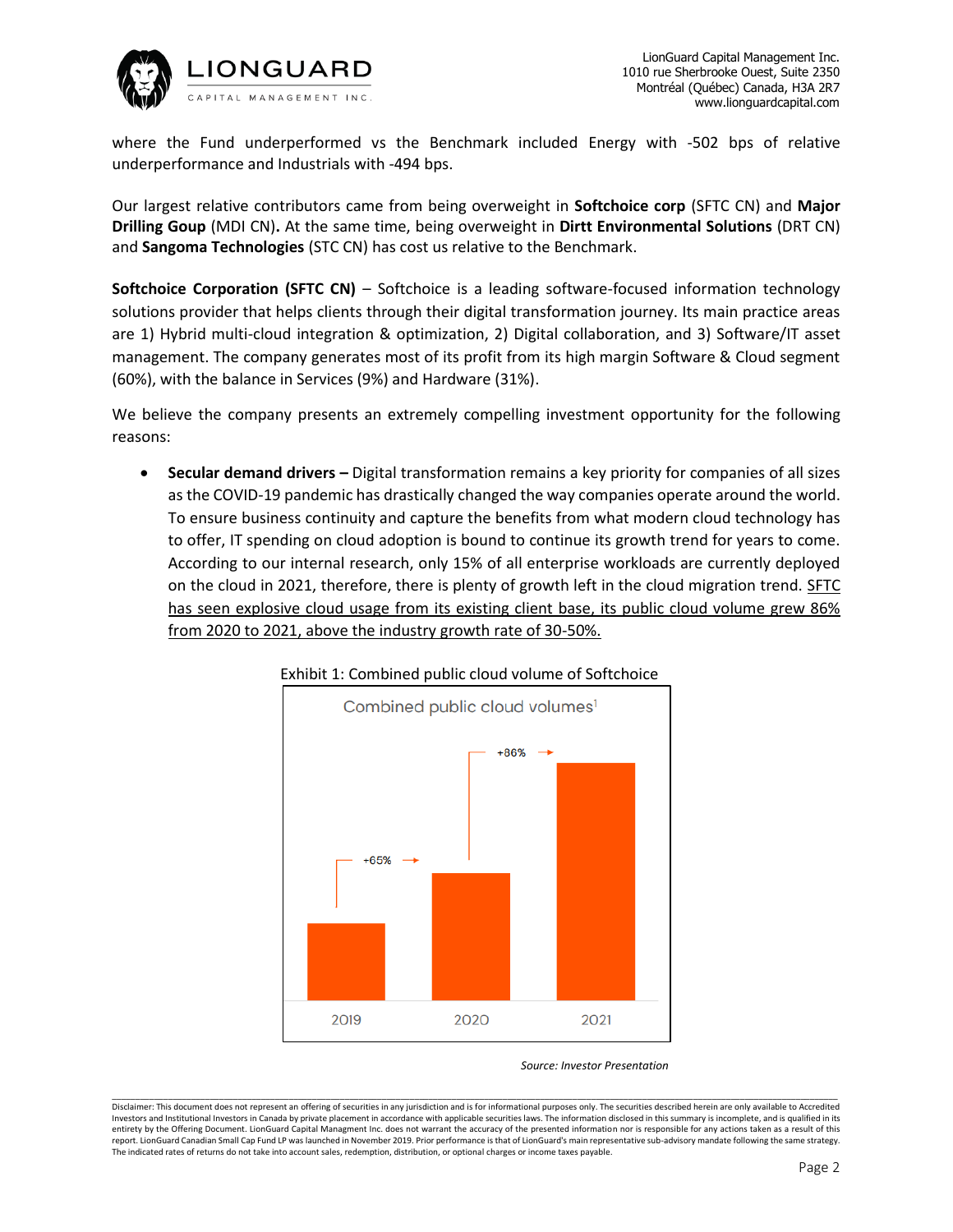where the Fund underperformed vs the Benchmark included Energy with -502 bps of relative underperformance and Industrials with -494 bps.

Our largest relative contributors came from being overweight in **Softchoice corp** (SFTC CN) and **Major Drilling Goup** (MDI CN)**.** At the same time, being overweight in **Dirtt Environmental Solutions** (DRT CN) and **Sangoma Technologies** (STC CN) has cost us relative to the Benchmark.

**Softchoice Corporation (SFTC CN)** – Softchoice is a leading software-focused information technology solutions provider that helps clients through their digital transformation journey. Its main practice areas are 1) Hybrid multi-cloud integration & optimization, 2) Digital collaboration, and 3) Software/IT asset management. The company generates most of its profit from its high margin Software & Cloud segment (60%), with the balance in Services (9%) and Hardware (31%).

We believe the company presents an extremely compelling investment opportunity for the following reasons:

- **Secular demand drivers –** Digital transformation remains a key priority for companies of all sizes as the COVID-19 pandemic has drastically changed the way companies operate around the world. To ensure business continuity and capture the benefits from what modern cloud technology has to offer, IT spending on cloud adoption is bound to continue its growth trend for years to come. According to our internal research, only 15% of all enterprise workloads are currently deployed on the cloud in 2021, therefore, there is plenty of growth left in the cloud migration trend. SFTC has seen explosive cloud usage from its existing client base, its public cloud volume grew 86% from 2020 to 2021, above the industry growth rate of 30-50%.

Exhibit 1: Combined public cloud volume of Softchoice

Combined public cloud volumes[1]

| Year | Growth |
|---|---|
| 2019 | |
| 2020 | +65% |
| 2021 | +86% |

*Source: Investor Presentation*

Disclaimer: This document does not represent an offering of securities in any jurisdiction and is for informational purposes only. The securities described herein are only available to Accredited Investors and Institutional Investors in Canada by private placement in accordance with applicable securities laws. The information disclosed in this summary is incomplete, and is qualified in its entirety by the Offering Document. LionGuard Capital Managment Inc. does not warrant the accuracy of the presented information nor is responsible for any actions taken as a result of this report. LionGuard Canadian Small Cap Fund LP was launched in November 2019. Prior performance is that of LionGuard's main representative sub-advisory mandate following the same strategy. The indicated rates of returns do not take into account sales, redemption, distribution, or optional charges or income taxes payable.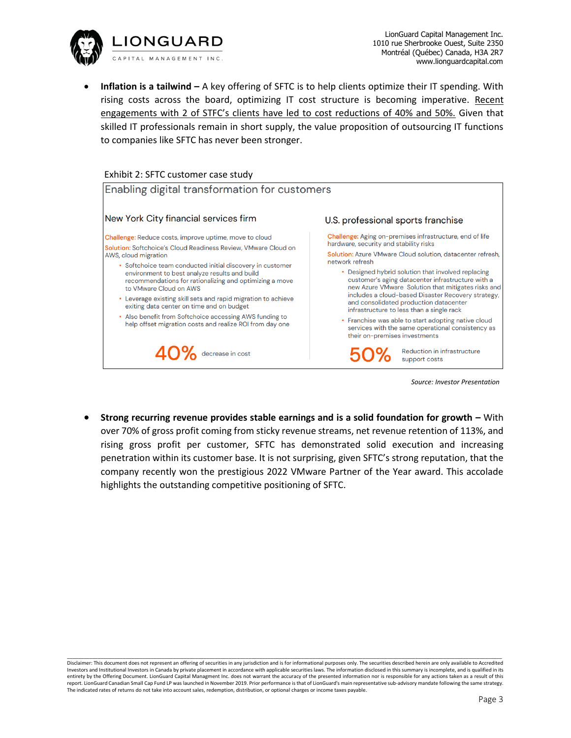- **Inflation is a tailwind –** A key offering of SFTC is to help clients optimize their IT spending. With rising costs across the board, optimizing IT cost structure is becoming imperative. Recent engagements with 2 of STFC's clients have led to cost reductions of 40% and 50%. Given that skilled IT professionals remain in short supply, the value proposition of outsourcing IT functions to companies like SFTC has never been stronger.

Exhibit 2: SFTC customer case study

**Enabling digital transformation for customers**

**New York City financial services firm**

Challenge: Reduce costs, improve uptime, move to cloud

Solution: Softchoice's Cloud Readiness Review, VMware Cloud on AWS, cloud migration

- Softchoice team conducted initial discovery in customer environment to best analyze results and build recommendations for rationalizing and optimizing a move to VMware Cloud on AWS
- Leverage existing skill sets and rapid migration to achieve exiting data center on time and on budget
- Also benefit from Softchoice accessing AWS funding to help offset migration costs and realize ROI from day one

**40%** decrease in cost

**U.S. professional sports franchise**

Challenge: Aging on-premises infrastructure, end of life hardware, security and stability risks

Solution: Azure VMware Cloud solution, datacenter refresh, network refresh

- Designed hybrid solution that involved replacing customer's aging datacenter infrastructure with a new Azure VMware Solution that mitigates risks and includes a cloud-based Disaster Recovery strategy, and consolidated production datacenter infrastructure to less than a single rack
- Franchise was able to start adopting native cloud services with the same operational consistency as their on-premises investments

**50%** Reduction in infrastructure support costs

*Source: Investor Presentation*

- **Strong recurring revenue provides stable earnings and is a solid foundation for growth –** With over 70% of gross profit coming from sticky revenue streams, net revenue retention of 113%, and rising gross profit per customer, SFTC has demonstrated solid execution and increasing penetration within its customer base. It is not surprising, given SFTC's strong reputation, that the company recently won the prestigious 2022 VMware Partner of the Year award. This accolade highlights the outstanding competitive positioning of SFTC.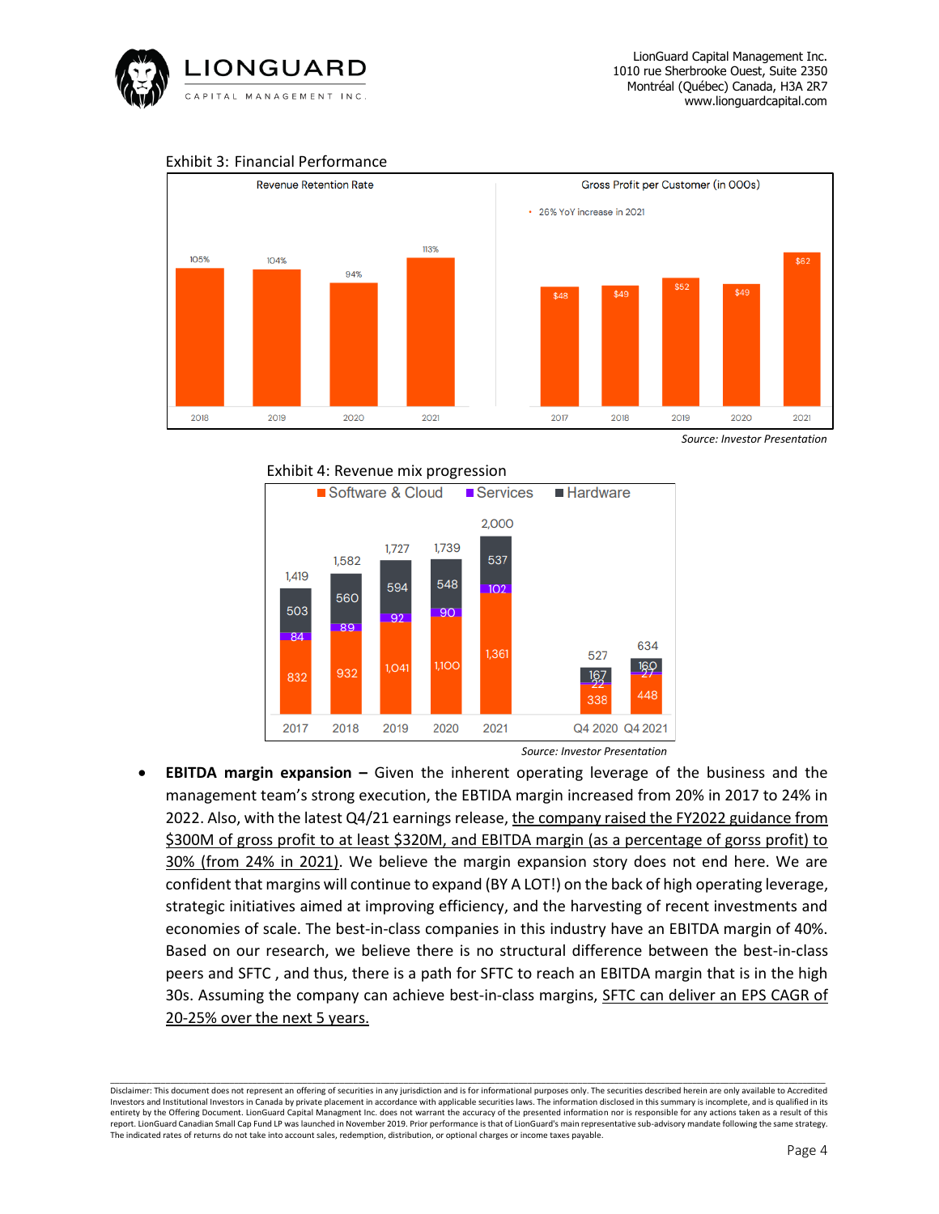Exhibit 3: Financial Performance

| Revenue Retention Rate | |
|---|---|
| 2018 | 105% |
| 2019 | 104% |
| 2020 | 94% |
| 2021 | 113% |

Gross Profit per Customer (in 000s)

- 26% YoY increase in 2021

| Year | Gross Profit per Customer |
|---|---|
| 2017 | $48 |
| 2018 | $49 |
| 2019 | $52 |
| 2020 | $49 |
| 2021 | $62 |

*Source: Investor Presentation*

Exhibit 4: Revenue mix progression

| | Software & Cloud | Services | Hardware | Total |
|---|---|---|---|---|
| 2017 | 832 | 84 | 503 | 1,419 |
| 2018 | 932 | 89 | 560 | 1,582 |
| 2019 | 1,041 | 92 | 594 | 1,727 |
| 2020 | 1,100 | 90 | 548 | 1,739 |
| 2021 | 1,361 | 102 | 537 | 2,000 |
| Q4 2020 | 338 | 22 | 167 | 527 |
| Q4 2021 | 448 | 27 | 160 | 634 |

*Source: Investor Presentation*

- **EBITDA margin expansion –** Given the inherent operating leverage of the business and the management team's strong execution, the EBTIDA margin increased from 20% in 2017 to 24% in 2022. Also, with the latest Q4/21 earnings release, the company raised the FY2022 guidance from $300M of gross profit to at least $320M, and EBITDA margin (as a percentage of gorss profit) to 30% (from 24% in 2021). We believe the margin expansion story does not end here. We are confident that margins will continue to expand (BY A LOT!) on the back of high operating leverage, strategic initiatives aimed at improving efficiency, and the harvesting of recent investments and economies of scale. The best-in-class companies in this industry have an EBITDA margin of 40%. Based on our research, we believe there is no structural difference between the best-in-class peers and SFTC , and thus, there is a path for SFTC to reach an EBITDA margin that is in the high 30s. Assuming the company can achieve best-in-class margins, SFTC can deliver an EPS CAGR of 20-25% over the next 5 years.

Disclaimer: This document does not represent an offering of securities in any jurisdiction and is for informational purposes only. The securities described herein are only available to Accredited Investors and Institutional Investors in Canada by private placement in accordance with applicable securities laws. The information disclosed in this summary is incomplete, and is qualified in its entirety by the Offering Document. LionGuard Capital Managment Inc. does not warrant the accuracy of the presented information nor is responsible for any actions taken as a result of this report. LionGuard Canadian Small Cap Fund LP was launched in November 2019. Prior performance is that of LionGuard's main representative sub-advisory mandate following the same strategy. The indicated rates of returns do not take into account sales, redemption, distribution, or optional charges or income taxes payable.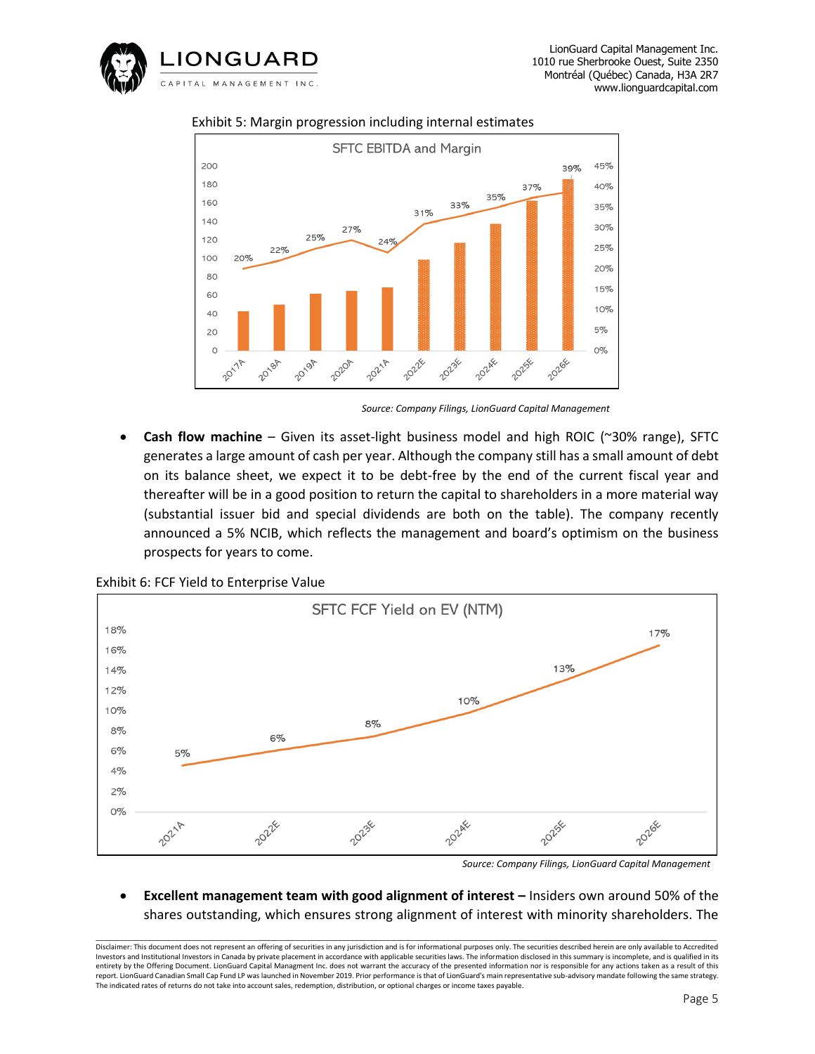Exhibit 5: Margin progression including internal estimates

*Source: Company Filings, LionGuard Capital Management*

- **Cash flow machine** – Given its asset-light business model and high ROIC (~30% range), SFTC generates a large amount of cash per year. Although the company still has a small amount of debt on its balance sheet, we expect it to be debt-free by the end of the current fiscal year and thereafter will be in a good position to return the capital to shareholders in a more material way (substantial issuer bid and special dividends are both on the table). The company recently announced a 5% NCIB, which reflects the management and board's optimism on the business prospects for years to come.

Exhibit 6: FCF Yield to Enterprise Value

*Source: Company Filings, LionGuard Capital Management*

- **Excellent management team with good alignment of interest –** Insiders own around 50% of the shares outstanding, which ensures strong alignment of interest with minority shareholders. The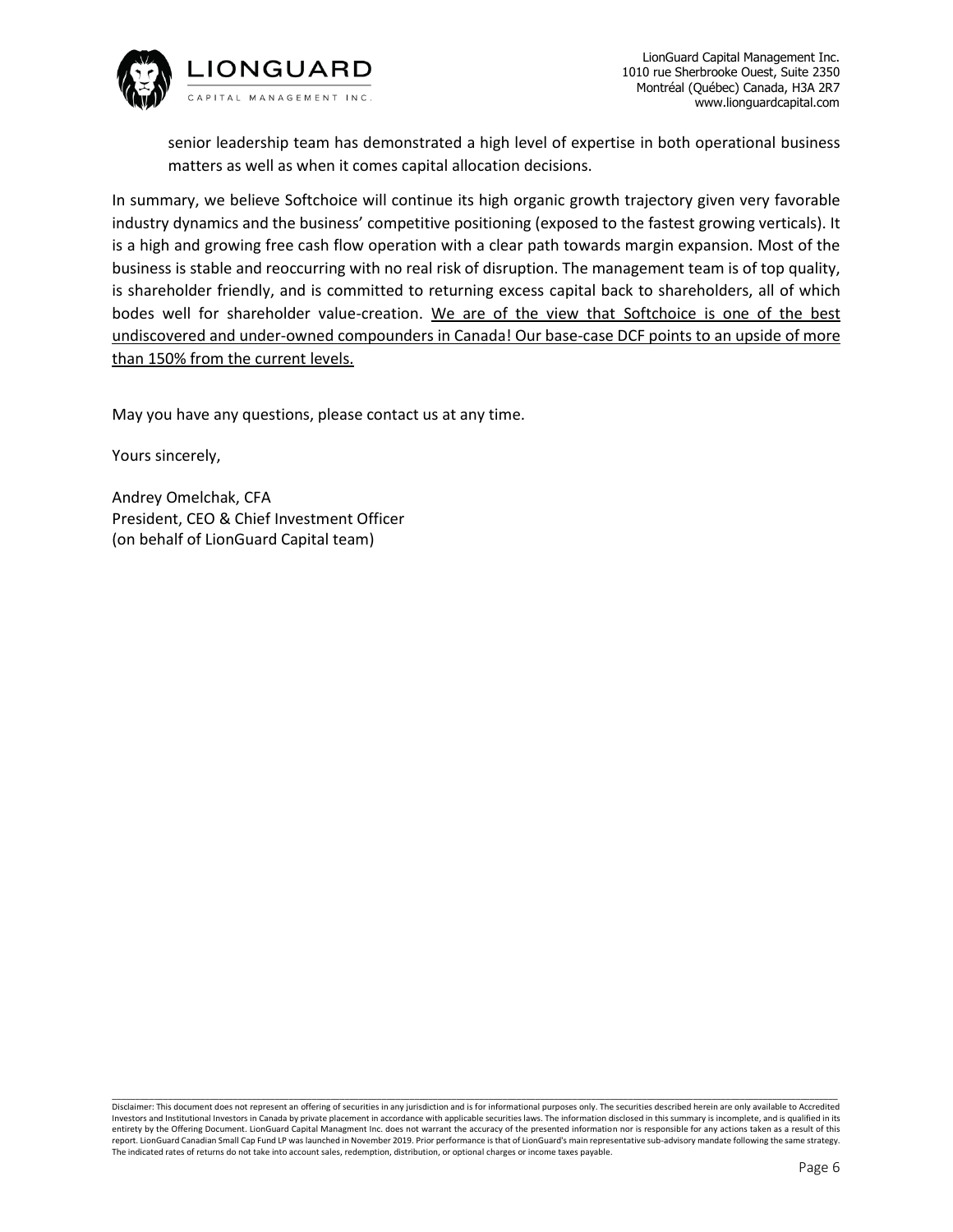senior leadership team has demonstrated a high level of expertise in both operational business matters as well as when it comes capital allocation decisions.

In summary, we believe Softchoice will continue its high organic growth trajectory given very favorable industry dynamics and the business' competitive positioning (exposed to the fastest growing verticals). It is a high and growing free cash flow operation with a clear path towards margin expansion. Most of the business is stable and reoccurring with no real risk of disruption. The management team is of top quality, is shareholder friendly, and is committed to returning excess capital back to shareholders, all of which bodes well for shareholder value-creation. <u>We are of the view that Softchoice is one of the best undiscovered and under-owned compounders in Canada! Our base-case DCF points to an upside of more than 150% from the current levels.</u>

May you have any questions, please contact us at any time.

Yours sincerely,

Andrey Omelchak, CFA
President, CEO & Chief Investment Officer
(on behalf of LionGuard Capital team)

Disclaimer: This document does not represent an offering of securities in any jurisdiction and is for informational purposes only. The securities described herein are only available to Accredited Investors and Institutional Investors in Canada by private placement in accordance with applicable securities laws. The information disclosed in this summary is incomplete, and is qualified in its entirety by the Offering Document. LionGuard Capital Managment Inc. does not warrant the accuracy of the presented information nor is responsible for any actions taken as a result of this report. LionGuard Canadian Small Cap Fund LP was launched in November 2019. Prior performance is that of LionGuard's main representative sub-advisory mandate following the same strategy. The indicated rates of returns do not take into account sales, redemption, distribution, or optional charges or income taxes payable.